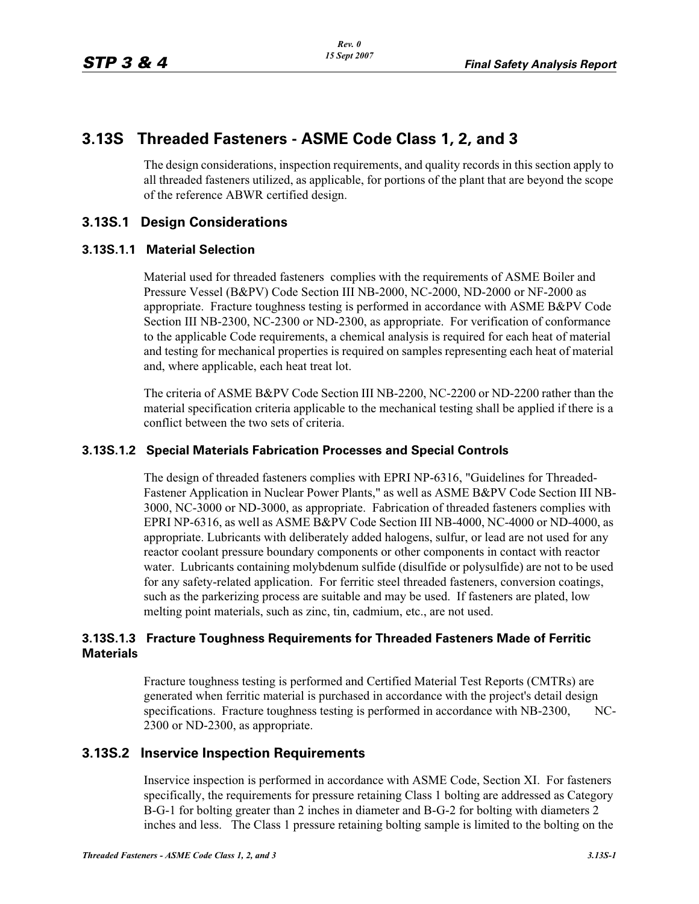# 3.13S Threaded Fasteners - ASME Code Class 1, 2, and 3

The design considerations, inspection requirements, and quality records in this section apply to all threaded fasteners utilized, as applicable, for portions of the plant that are beyond the scope of the reference ABWR certified design.

## 3.13S.1 Design Considerations

### 3.13S.1.1 Material Selection

Material used for threaded fasteners complies with the requirements of ASME Boiler and Pressure Vessel (B&PV) Code Section III NB-2000, NC-2000, ND-2000 or NF-2000 as appropriate. Fracture toughness testing is performed in accordance with ASME B&PV Code Section III NB-2300, NC-2300 or ND-2300, as appropriate. For verification of conformance to the applicable Code requirements, a chemical analysis is required for each heat of material and testing for mechanical properties is required on samples representing each heat of material and, where applicable, each heat treat lot.

The criteria of ASME B&PV Code Section III NB-2200, NC-2200 or ND-2200 rather than the material specification criteria applicable to the mechanical testing shall be applied if there is a conflict between the two sets of criteria.

### 3.13S.1.2 Special Materials Fabrication Processes and Special Controls

The design of threaded fasteners complies with EPRI NP-6316, "Guidelines for Threaded-Fastener Application in Nuclear Power Plants," as well as ASME B&PV Code Section III NB-3000, NC-3000 or ND-3000, as appropriate. Fabrication of threaded fasteners complies with EPRI NP-6316, as well as ASME B&PV Code Section III NB-4000, NC-4000 or ND-4000, as appropriate. Lubricants with deliberately added halogens, sulfur, or lead are not used for any reactor coolant pressure boundary components or other components in contact with reactor water. Lubricants containing molybdenum sulfide (disulfide or polysulfide) are not to be used for any safety-related application. For ferritic steel threaded fasteners, conversion coatings, such as the parkerizing process are suitable and may be used. If fasteners are plated, low melting point materials, such as zinc, tin, cadmium, etc., are not used.

### 3.13S.1.3 Fracture Toughness Requirements for Threaded Fasteners Made of Ferritic Materials

Fracture toughness testing is performed and Certified Material Test Reports (CMTRs) are generated when ferritic material is purchased in accordance with the project's detail design specifications. Fracture toughness testing is performed in accordance with NB-2300, NC-2300 or ND-2300, as appropriate.

## 3.13S.2 Inservice Inspection Requirements

Inservice inspection is performed in accordance with ASME Code, Section XI. For fasteners specifically, the requirements for pressure retaining Class 1 bolting are addressed as Category B-G-1 for bolting greater than 2 inches in diameter and B-G-2 for bolting with diameters 2 inches and less. The Class 1 pressure retaining bolting sample is limited to the bolting on the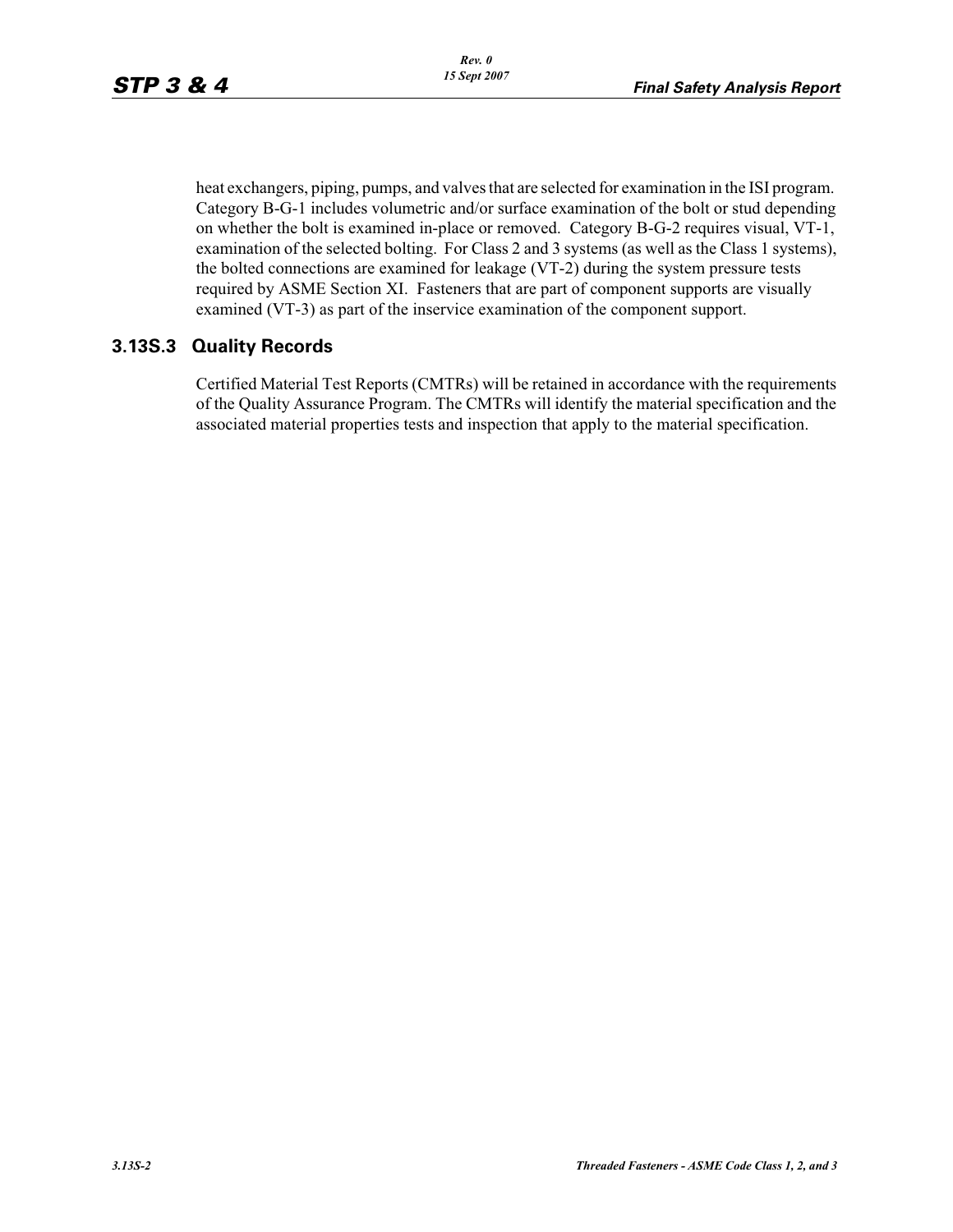heat exchangers, piping, pumps, and valves that are selected for examination in the ISI program. Category B-G-1 includes volumetric and/or surface examination of the bolt or stud depending on whether the bolt is examined in-place or removed. Category B-G-2 requires visual, VT-1, examination of the selected bolting. For Class 2 and 3 systems (as well as the Class 1 systems), the bolted connections are examined for leakage (VT-2) during the system pressure tests required by ASME Section XI. Fasteners that are part of component supports are visually examined (VT-3) as part of the inservice examination of the component support.

## 3.13S.3 Quality Records

Certified Material Test Reports (CMTRs) will be retained in accordance with the requirements of the Quality Assurance Program. The CMTRs will identify the material specification and the associated material properties tests and inspection that apply to the material specification.